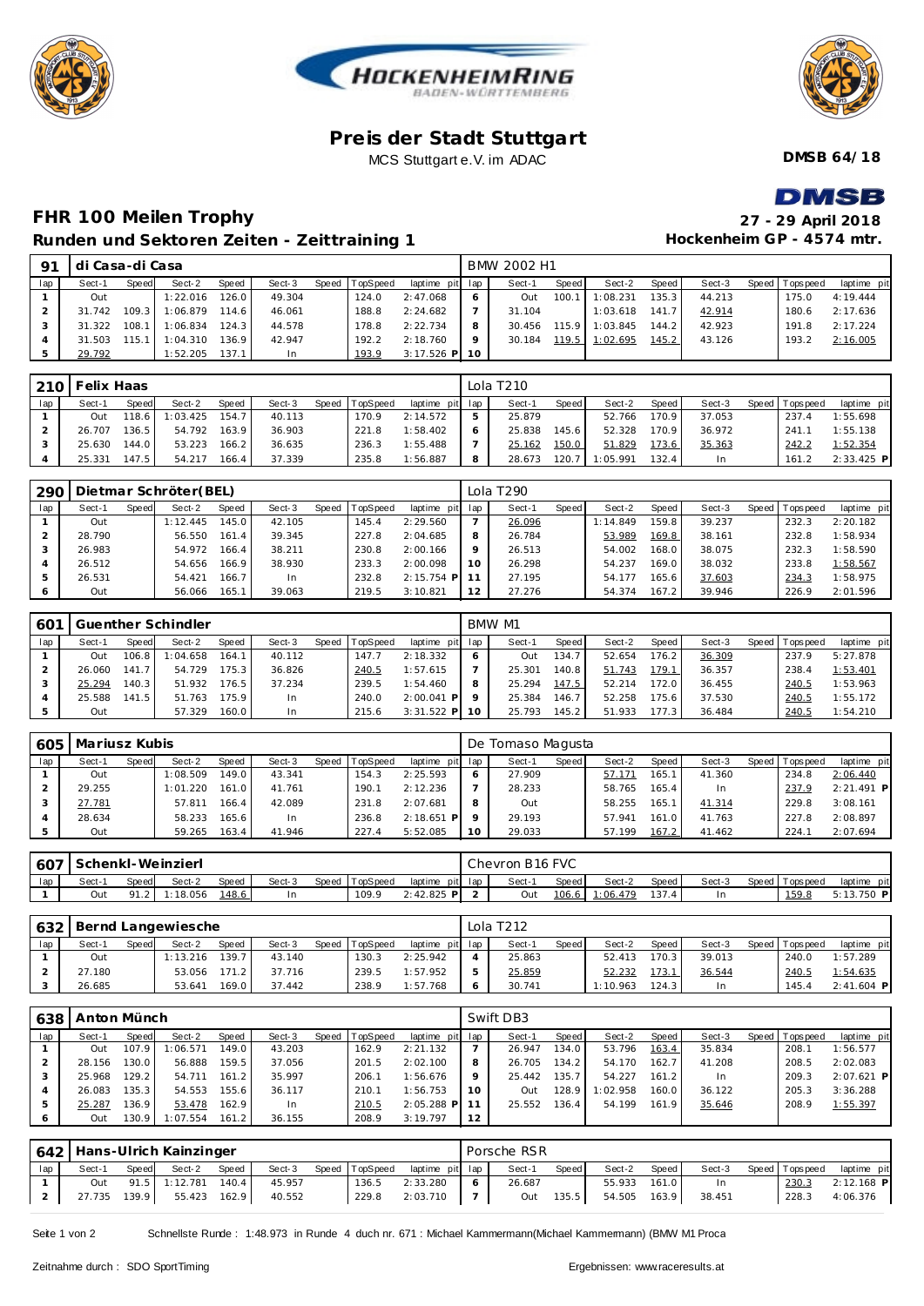# Preis der Stadt Stuttgart

MCS Stuttgart e.V. im ADAC

**DMSB 64/18**

## FHR 100 Meilen Trophy

**27 - 29 April 2018**

## Runden und Sektoren Zeiten - Zeittraining 1

**Hockenheim GP - 4574 mtr.**

| 91 | di Casa-di Casa | | | | | | | | BMW 2002 H1 | | | | | | | | |
|---|---|---|---|---|---|---|---|---|---|---|---|---|---|---|---|---|---|
| lap | Sect-1 | Speed | Sect-2 | Speed | Sect-3 | Speed | TopSpeed | laptime pit | lap | Sect-1 | Speed | Sect-2 | Speed | Sect-3 | Speed | Topspeed | laptime pit |
| 1 | Out | | 1:22.016 | 126.0 | 49.304 | | 124.0 | 2:47.068 | 6 | Out | 100.1 | 1:08.231 | 135.3 | 44.213 | | 175.0 | 4:19.444 |
| 2 | 31.742 | 109.3 | 1:06.879 | 114.6 | 46.061 | | 188.8 | 2:24.682 | 7 | 31.104 | | 1:03.618 | 141.7 | 42.914 | | 180.6 | 2:17.636 |
| 3 | 31.322 | 108.1 | 1:06.834 | 124.3 | 44.578 | | 178.8 | 2:22.734 | 8 | 30.456 | 115.9 | 1:03.845 | 144.2 | 42.923 | | 191.8 | 2:17.224 |
| 4 | 31.503 | 115.1 | 1:04.310 | 136.9 | 42.947 | | 192.2 | 2:18.760 | 9 | 30.184 | 119.5 | 1:02.695 | 145.2 | 43.126 | | 193.2 | 2:16.005 |
| 5 | 29.792 | | 1:52.205 | 137.1 | In | | 193.9 | 3:17.526 P | 10 | | | | | | | | |

| 210 | Felix Haas | | | | | | | | Lola T210 | | | | | | | | |
|---|---|---|---|---|---|---|---|---|---|---|---|---|---|---|---|---|---|
| lap | Sect-1 | Speed | Sect-2 | Speed | Sect-3 | Speed | TopSpeed | laptime pit | lap | Sect-1 | Speed | Sect-2 | Speed | Sect-3 | Speed | Topspeed | laptime pit |
| 1 | Out | 118.6 | 1:03.425 | 154.7 | 40.113 | | 170.9 | 2:14.572 | 5 | 25.879 | | 52.766 | 170.9 | 37.053 | | 237.4 | 1:55.698 |
| 2 | 26.707 | 136.5 | 54.792 | 163.9 | 36.903 | | 221.8 | 1:58.402 | 6 | 25.838 | 145.6 | 52.328 | 170.9 | 36.972 | | 241.1 | 1:55.138 |
| 3 | 25.630 | 144.0 | 53.223 | 166.2 | 36.635 | | 236.3 | 1:55.488 | 7 | 25.162 | 150.0 | 51.829 | 173.6 | 35.363 | | 242.2 | 1:52.354 |
| 4 | 25.331 | 147.5 | 54.217 | 166.4 | 37.339 | | 235.8 | 1:56.887 | 8 | 28.673 | 120.7 | 1:05.991 | 132.4 | In | | 161.2 | 2:33.425 P |

| 290 | Dietmar Schröter(BEL) | | | | | | | | Lola T290 | | | | | | | | |
|---|---|---|---|---|---|---|---|---|---|---|---|---|---|---|---|---|---|
| lap | Sect-1 | Speed | Sect-2 | Speed | Sect-3 | Speed | TopSpeed | laptime pit | lap | Sect-1 | Speed | Sect-2 | Speed | Sect-3 | Speed | Topspeed | laptime pit |
| 1 | Out | | 1:12.445 | 145.0 | 42.105 | | 145.4 | 2:29.560 | 7 | 26.096 | | 1:14.849 | 159.8 | 39.237 | | 232.3 | 2:20.182 |
| 2 | 28.790 | | 56.550 | 161.4 | 39.345 | | 227.8 | 2:04.685 | 8 | 26.784 | | 53.989 | 169.8 | 38.161 | | 232.8 | 1:58.934 |
| 3 | 26.983 | | 54.972 | 166.4 | 38.211 | | 230.8 | 2:00.166 | 9 | 26.513 | | 54.002 | 168.0 | 38.075 | | 232.3 | 1:58.590 |
| 4 | 26.512 | | 54.656 | 166.9 | 38.930 | | 233.3 | 2:00.098 | 10 | 26.298 | | 54.237 | 169.0 | 38.032 | | 233.8 | 1:58.567 |
| 5 | 26.531 | | 54.421 | 166.7 | In | | 232.8 | 2:15.754 P | 11 | 27.195 | | 54.177 | 165.6 | 37.603 | | 234.3 | 1:58.975 |
| 6 | Out | | 56.066 | 165.1 | 39.063 | | 219.5 | 3:10.821 | 12 | 27.276 | | 54.374 | 167.2 | 39.946 | | 226.9 | 2:01.596 |

| 601 | Guenther Schindler | | | | | | | | BMW M1 | | | | | | | | |
|---|---|---|---|---|---|---|---|---|---|---|---|---|---|---|---|---|---|
| lap | Sect-1 | Speed | Sect-2 | Speed | Sect-3 | Speed | TopSpeed | laptime pit | lap | Sect-1 | Speed | Sect-2 | Speed | Sect-3 | Speed | Topspeed | laptime pit |
| 1 | Out | 106.8 | 1:04.658 | 164.1 | 40.112 | | 147.7 | 2:18.332 | 6 | Out | 134.7 | 52.654 | 176.2 | 36.309 | | 237.9 | 5:27.878 |
| 2 | 26.060 | 141.7 | 54.729 | 175.3 | 36.826 | | 240.5 | 1:57.615 | 7 | 25.301 | 140.8 | 51.743 | 179.1 | 36.357 | | 238.4 | 1:53.401 |
| 3 | 25.294 | 140.3 | 51.932 | 176.5 | 37.234 | | 239.5 | 1:54.460 | 8 | 25.294 | 147.5 | 52.214 | 172.0 | 36.455 | | 240.5 | 1:53.963 |
| 4 | 25.588 | 141.5 | 51.763 | 175.9 | In | | 240.0 | 2:00.041 P | 9 | 25.384 | 146.7 | 52.258 | 175.6 | 37.530 | | 240.5 | 1:55.172 |
| 5 | Out | | 57.329 | 160.0 | In | | 215.6 | 3:31.522 P | 10 | 25.793 | 145.2 | 51.933 | 177.3 | 36.484 | | 240.5 | 1:54.210 |

| 605 | Mariusz Kubis | | | | | | | | De Tomaso Magusta | | | | | | | | |
|---|---|---|---|---|---|---|---|---|---|---|---|---|---|---|---|---|---|
| lap | Sect-1 | Speed | Sect-2 | Speed | Sect-3 | Speed | TopSpeed | laptime pit | lap | Sect-1 | Speed | Sect-2 | Speed | Sect-3 | Speed | Topspeed | laptime pit |
| 1 | Out | | 1:08.509 | 149.0 | 43.341 | | 154.3 | 2:25.593 | 6 | 27.909 | | 57.171 | 165.1 | 41.360 | | 234.8 | 2:06.440 |
| 2 | 29.255 | | 1:01.220 | 161.0 | 41.761 | | 190.1 | 2:12.236 | 7 | 28.233 | | 58.765 | 165.4 | In | | 237.9 | 2:21.491 P |
| 3 | 27.781 | | 57.811 | 166.4 | 42.089 | | 231.8 | 2:07.681 | 8 | Out | | 58.255 | 165.1 | 41.314 | | 229.8 | 3:08.161 |
| 4 | 28.634 | | 58.233 | 165.6 | In | | 236.8 | 2:18.651 P | 9 | 29.193 | | 57.941 | 161.0 | 41.763 | | 227.8 | 2:08.897 |
| 5 | Out | | 59.265 | 163.4 | 41.946 | | 227.4 | 5:52.085 | 10 | 29.033 | | 57.199 | 167.2 | 41.462 | | 224.1 | 2:07.694 |

| 607 | Schenkl-Weinzierl | | | | | | | | Chevron B16 FVC | | | | | | | | |
|---|---|---|---|---|---|---|---|---|---|---|---|---|---|---|---|---|---|
| lap | Sect-1 | Speed | Sect-2 | Speed | Sect-3 | Speed | TopSpeed | laptime pit | lap | Sect-1 | Speed | Sect-2 | Speed | Sect-3 | Speed | Topspeed | laptime pit |
| 1 | Out | 91.2 | 1:18.056 | 148.6 | In | | 109.9 | 2:42.825 P | 2 | Out | 106.6 | 1:06.479 | 137.4 | In | | 159.8 | 5:13.750 P |

| 632 | Bernd Langewiesche | | | | | | | | Lola T212 | | | | | | | | |
|---|---|---|---|---|---|---|---|---|---|---|---|---|---|---|---|---|---|
| lap | Sect-1 | Speed | Sect-2 | Speed | Sect-3 | Speed | TopSpeed | laptime pit | lap | Sect-1 | Speed | Sect-2 | Speed | Sect-3 | Speed | Topspeed | laptime pit |
| 1 | Out | | 1:13.216 | 139.7 | 43.140 | | 130.3 | 2:25.942 | 4 | 25.863 | | 52.413 | 170.3 | 39.013 | | 240.0 | 1:57.289 |
| 2 | 27.180 | | 53.056 | 171.2 | 37.716 | | 239.5 | 1:57.952 | 5 | 25.859 | | 52.232 | 173.1 | 36.544 | | 240.5 | 1:54.635 |
| 3 | 26.685 | | 53.641 | 169.0 | 37.442 | | 238.9 | 1:57.768 | 6 | 30.741 | | 1:10.963 | 124.3 | In | | 145.4 | 2:41.604 P |

| 638 | Anton Münch | | | | | | | | Swift DB3 | | | | | | | | |
|---|---|---|---|---|---|---|---|---|---|---|---|---|---|---|---|---|---|
| lap | Sect-1 | Speed | Sect-2 | Speed | Sect-3 | Speed | TopSpeed | laptime pit | lap | Sect-1 | Speed | Sect-2 | Speed | Sect-3 | Speed | Topspeed | laptime pit |
| 1 | Out | 107.9 | 1:06.571 | 149.0 | 43.203 | | 162.9 | 2:21.132 | 7 | 26.947 | 134.0 | 53.796 | 163.4 | 35.834 | | 208.1 | 1:56.577 |
| 2 | 28.156 | 130.0 | 56.888 | 159.5 | 37.056 | | 201.5 | 2:02.100 | 8 | 26.705 | 134.2 | 54.170 | 162.7 | 41.208 | | 208.5 | 2:02.083 |
| 3 | 25.968 | 129.2 | 54.711 | 161.2 | 35.997 | | 206.1 | 1:56.676 | 9 | 25.442 | 135.7 | 54.227 | 161.2 | In | | 209.3 | 2:07.621 P |
| 4 | 26.083 | 135.3 | 54.553 | 155.6 | 36.117 | | 210.1 | 1:56.753 | 10 | Out | 128.9 | 1:02.958 | 160.0 | 36.122 | | 205.3 | 3:36.288 |
| 5 | 25.287 | 136.9 | 53.478 | 162.9 | In | | 210.5 | 2:05.288 P | 11 | 25.552 | 136.4 | 54.199 | 161.9 | 35.646 | | 208.9 | 1:55.397 |
| 6 | Out | 130.9 | 1:07.554 | 161.2 | 36.155 | | 208.9 | 3:19.797 | 12 | | | | | | | | |

| 642 | Hans-Ulrich Kainzinger | | | | | | | | Porsche RSR | | | | | | | | |
|---|---|---|---|---|---|---|---|---|---|---|---|---|---|---|---|---|---|
| lap | Sect-1 | Speed | Sect-2 | Speed | Sect-3 | Speed | TopSpeed | laptime pit | lap | Sect-1 | Speed | Sect-2 | Speed | Sect-3 | Speed | Topspeed | laptime pit |
| 1 | Out | 91.5 | 1:12.781 | 140.4 | 45.957 | | 136.5 | 2:33.280 | 6 | 26.687 | | 55.933 | 161.0 | In | | 230.3 | 2:12.168 P |
| 2 | 27.735 | 139.9 | 55.423 | 162.9 | 40.552 | | 229.8 | 2:03.710 | 7 | Out | 135.5 | 54.505 | 163.9 | 38.451 | | 228.3 | 4:06.376 |

Schnellste Runde : 1:48.973 in Runde 4 duch nr. 671 : Michael Kammermann(Michael Kammermann) (BMW M1 Proca

Zeitnahme durch : SDO SportTiming

Ergebnissen: www.raceresults.at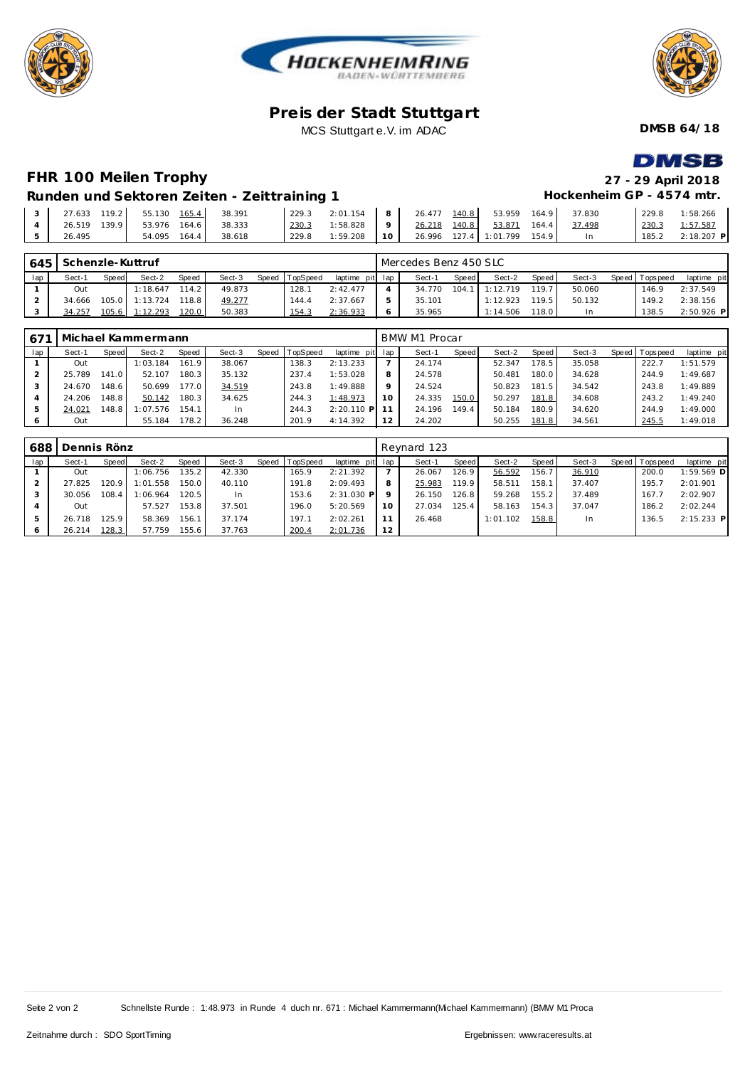# Preis der Stadt Stuttgart

MCS Stuttgart e.V. im ADAC

**DMSB 64/18**

## FHR 100 Meilen Trophy

**27 - 29 April 2018**

### Runden und Sektoren Zeiten - Zeittraining 1

**Hockenheim GP - 4574 mtr.**

| lap | Sect-1 | Speed | Sect-2 | Speed | Sect-3 | Speed | TopSpeed | laptime pit | lap | Sect-1 | Speed | Sect-2 | Speed | Sect-3 | Speed | Topspeed | laptime pit |
|---|---|---|---|---|---|---|---|---|---|---|---|---|---|---|---|---|---|
| 3 | 27.633 | 119.2 | 55.130 | 165.4 | 38.391 | | 229.3 | 2:01.154 | 8 | 26.477 | 140.8 | 53.959 | 164.9 | 37.830 | | 229.8 | 1:58.266 |
| 4 | 26.519 | 139.9 | 53.976 | 164.6 | 38.333 | | 230.3 | 1:58.828 | 9 | 26.218 | 140.8 | 53.871 | 164.4 | 37.498 | | 230.3 | 1:57.587 |
| 5 | 26.495 | | 54.095 | 164.4 | 38.618 | | 229.8 | 1:59.208 | 10 | 26.996 | 127.4 | 1:01.799 | 154.9 | In | | 185.2 | 2:18.207 P |

**645 Schenzle-Kuttruf** — Mercedes Benz 450 SLC

| lap | Sect-1 | Speed | Sect-2 | Speed | Sect-3 | Speed | TopSpeed | laptime pit | lap | Sect-1 | Speed | Sect-2 | Speed | Sect-3 | Speed | Topspeed | laptime pit |
|---|---|---|---|---|---|---|---|---|---|---|---|---|---|---|---|---|---|
| 1 | Out | | 1:18.647 | 114.2 | 49.873 | | 128.1 | 2:42.477 | 4 | 34.770 | 104.1 | 1:12.719 | 119.7 | 50.060 | | 146.9 | 2:37.549 |
| 2 | 34.666 | 105.0 | 1:13.724 | 118.8 | 49.277 | | 144.4 | 2:37.667 | 5 | 35.101 | | 1:12.923 | 119.5 | 50.132 | | 149.2 | 2:38.156 |
| 3 | 34.257 | 105.6 | 1:12.293 | 120.0 | 50.383 | | 154.3 | 2:36.933 | 6 | 35.965 | | 1:14.506 | 118.0 | In | | 138.5 | 2:50.926 P |

**671 Michael Kammermann** — BMW M1 Procar

| lap | Sect-1 | Speed | Sect-2 | Speed | Sect-3 | Speed | TopSpeed | laptime pit | lap | Sect-1 | Speed | Sect-2 | Speed | Sect-3 | Speed | Topspeed | laptime pit |
|---|---|---|---|---|---|---|---|---|---|---|---|---|---|---|---|---|---|
| 1 | Out | | 1:03.184 | 161.9 | 38.067 | | 138.3 | 2:13.233 | 7 | 24.174 | | 52.347 | 178.5 | 35.058 | | 222.7 | 1:51.579 |
| 2 | 25.789 | 141.0 | 52.107 | 180.3 | 35.132 | | 237.4 | 1:53.028 | 8 | 24.578 | | 50.481 | 180.0 | 34.628 | | 244.9 | 1:49.687 |
| 3 | 24.670 | 148.6 | 50.699 | 177.0 | 34.519 | | 243.8 | 1:49.888 | 9 | 24.524 | | 50.823 | 181.5 | 34.542 | | 243.8 | 1:49.889 |
| 4 | 24.206 | 148.8 | 50.142 | 180.3 | 34.625 | | 244.3 | 1:48.973 | 10 | 24.335 | 150.0 | 50.297 | 181.8 | 34.608 | | 243.2 | 1:49.240 |
| 5 | 24.021 | 148.8 | 1:07.576 | 154.1 | In | | 244.3 | 2:20.110 P | 11 | 24.196 | 149.4 | 50.184 | 180.9 | 34.620 | | 244.9 | 1:49.000 |
| 6 | Out | | 55.184 | 178.2 | 36.248 | | 201.9 | 4:14.392 | 12 | 24.202 | | 50.255 | 181.8 | 34.561 | | 245.5 | 1:49.018 |

**688 Dennis Rönz** — Reynard 123

| lap | Sect-1 | Speed | Sect-2 | Speed | Sect-3 | Speed | TopSpeed | laptime pit | lap | Sect-1 | Speed | Sect-2 | Speed | Sect-3 | Speed | Topspeed | laptime pit |
|---|---|---|---|---|---|---|---|---|---|---|---|---|---|---|---|---|---|
| 1 | Out | | 1:06.756 | 135.2 | 42.330 | | 165.9 | 2:21.392 | 7 | 26.067 | 126.9 | 56.592 | 156.7 | 36.910 | | 200.0 | 1:59.569 D |
| 2 | 27.825 | 120.9 | 1:01.558 | 150.0 | 40.110 | | 191.8 | 2:09.493 | 8 | 25.983 | 119.9 | 58.511 | 158.1 | 37.407 | | 195.7 | 2:01.901 |
| 3 | 30.056 | 108.4 | 1:06.964 | 120.5 | In | | 153.6 | 2:31.030 P | 9 | 26.150 | 126.8 | 59.268 | 155.2 | 37.489 | | 167.7 | 2:02.907 |
| 4 | Out | | 57.527 | 153.8 | 37.501 | | 196.0 | 5:20.569 | 10 | 27.034 | 125.4 | 58.163 | 154.3 | 37.047 | | 186.2 | 2:02.244 |
| 5 | 26.718 | 125.9 | 58.369 | 156.1 | 37.174 | | 197.1 | 2:02.261 | 11 | 26.468 | | 1:01.102 | 158.8 | In | | 136.5 | 2:15.233 P |
| 6 | 26.214 | 128.3 | 57.759 | 155.6 | 37.763 | | 200.4 | 2:01.736 | 12 | | | | | | | | |

Schnellste Runde : 1:48.973 in Runde 4 duch nr. 671 : Michael Kammermann(Michael Kammermann) (BMW M1 Proca

Zeitnahme durch : SDO SportTiming

Ergebnissen: www.raceresults.at